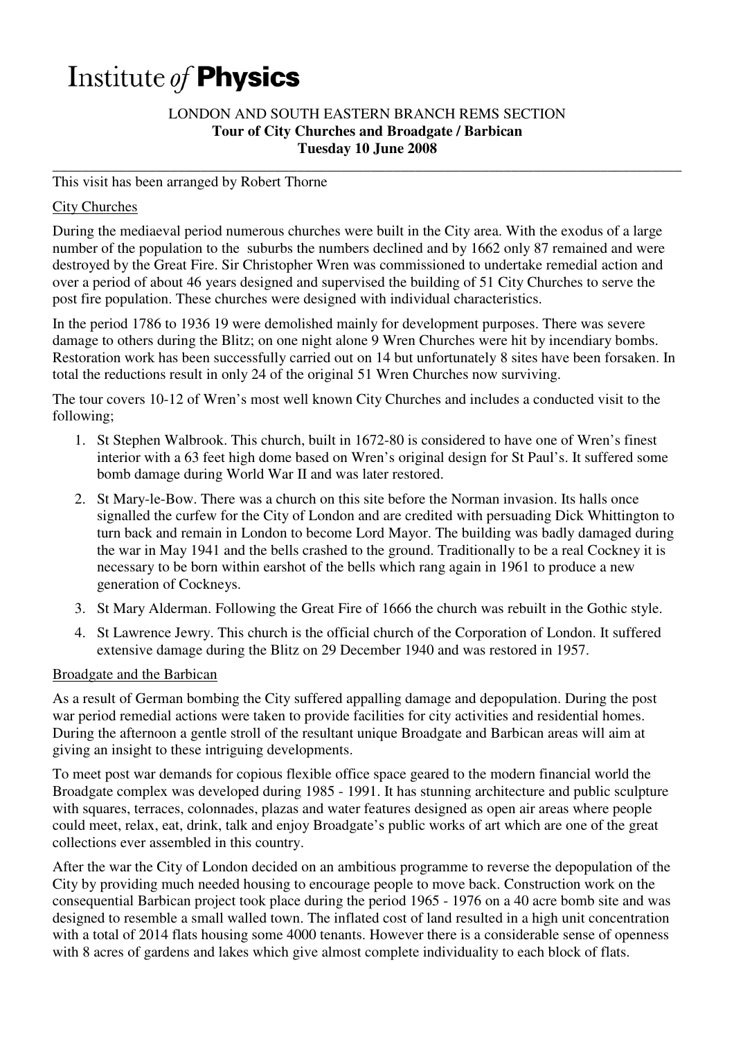# Institute *of* **Physics**

LONDON AND SOUTH EASTERN BRANCH REMS SECTION

**Tour of City Churches and Broadgate / Barbican**

**Tuesday 10 June 2008**

---

This visit has been arranged by Robert Thorne

## City Churches

During the mediaeval period numerous churches were built in the City area. With the exodus of a large number of the population to the suburbs the numbers declined and by 1662 only 87 remained and were destroyed by the Great Fire. Sir Christopher Wren was commissioned to undertake remedial action and over a period of about 46 years designed and supervised the building of 51 City Churches to serve the post fire population. These churches were designed with individual characteristics.

In the period 1786 to 1936 19 were demolished mainly for development purposes. There was severe damage to others during the Blitz; on one night alone 9 Wren Churches were hit by incendiary bombs. Restoration work has been successfully carried out on 14 but unfortunately 8 sites have been forsaken. In total the reductions result in only 24 of the original 51 Wren Churches now surviving.

The tour covers 10-12 of Wren's most well known City Churches and includes a conducted visit to the following;

1. St Stephen Walbrook. This church, built in 1672-80 is considered to have one of Wren's finest interior with a 63 feet high dome based on Wren's original design for St Paul's. It suffered some bomb damage during World War II and was later restored.
2. St Mary-le-Bow. There was a church on this site before the Norman invasion. Its halls once signalled the curfew for the City of London and are credited with persuading Dick Whittington to turn back and remain in London to become Lord Mayor. The building was badly damaged during the war in May 1941 and the bells crashed to the ground. Traditionally to be a real Cockney it is necessary to be born within earshot of the bells which rang again in 1961 to produce a new generation of Cockneys.
3. St Mary Alderman. Following the Great Fire of 1666 the church was rebuilt in the Gothic style.
4. St Lawrence Jewry. This church is the official church of the Corporation of London. It suffered extensive damage during the Blitz on 29 December 1940 and was restored in 1957.

## Broadgate and the Barbican

As a result of German bombing the City suffered appalling damage and depopulation. During the post war period remedial actions were taken to provide facilities for city activities and residential homes. During the afternoon a gentle stroll of the resultant unique Broadgate and Barbican areas will aim at giving an insight to these intriguing developments.

To meet post war demands for copious flexible office space geared to the modern financial world the Broadgate complex was developed during 1985 - 1991. It has stunning architecture and public sculpture with squares, terraces, colonnades, plazas and water features designed as open air areas where people could meet, relax, eat, drink, talk and enjoy Broadgate's public works of art which are one of the great collections ever assembled in this country.

After the war the City of London decided on an ambitious programme to reverse the depopulation of the City by providing much needed housing to encourage people to move back. Construction work on the consequential Barbican project took place during the period 1965 - 1976 on a 40 acre bomb site and was designed to resemble a small walled town. The inflated cost of land resulted in a high unit concentration with a total of 2014 flats housing some 4000 tenants. However there is a considerable sense of openness with 8 acres of gardens and lakes which give almost complete individuality to each block of flats.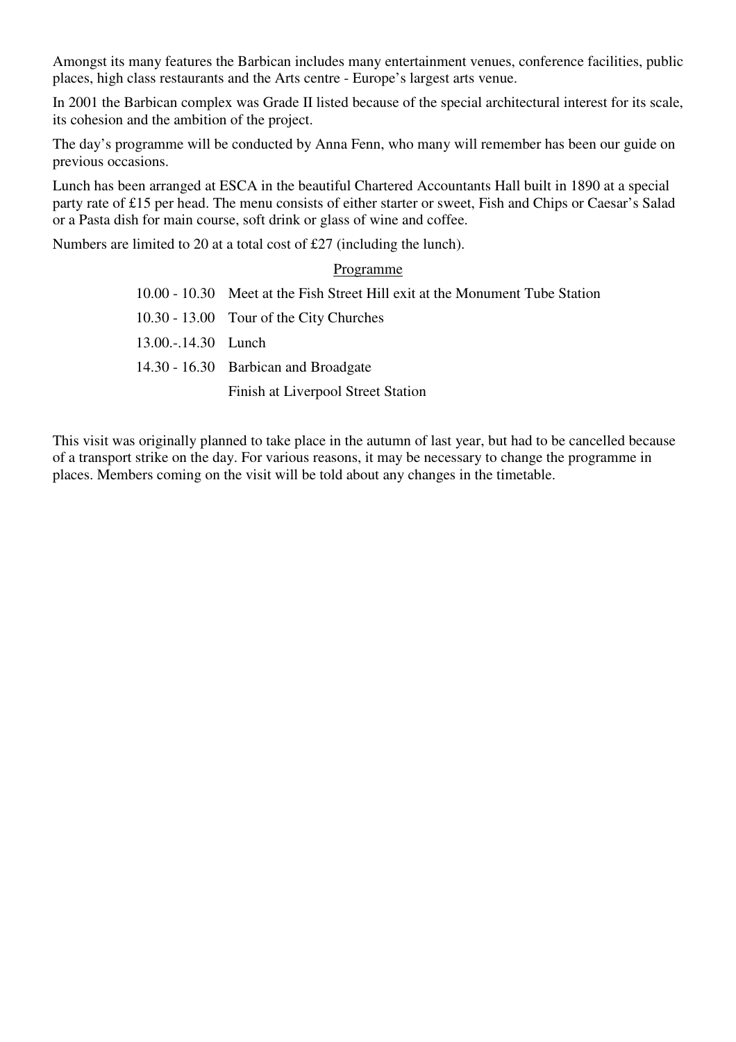Amongst its many features the Barbican includes many entertainment venues, conference facilities, public places, high class restaurants and the Arts centre - Europe's largest arts venue.

In 2001 the Barbican complex was Grade II listed because of the special architectural interest for its scale, its cohesion and the ambition of the project.

The day's programme will be conducted by Anna Fenn, who many will remember has been our guide on previous occasions.

Lunch has been arranged at ESCA in the beautiful Chartered Accountants Hall built in 1890 at a special party rate of £15 per head. The menu consists of either starter or sweet, Fish and Chips or Caesar's Salad or a Pasta dish for main course, soft drink or glass of wine and coffee.

Numbers are limited to 20 at a total cost of £27 (including the lunch).

<u>Programme</u>

| | |
|---|---|
| 10.00 - 10.30 | Meet at the Fish Street Hill exit at the Monument Tube Station |
| 10.30 - 13.00 | Tour of the City Churches |
| 13.00.-.14.30 | Lunch |
| 14.30 - 16.30 | Barbican and Broadgate |
| | Finish at Liverpool Street Station |

This visit was originally planned to take place in the autumn of last year, but had to be cancelled because of a transport strike on the day. For various reasons, it may be necessary to change the programme in places. Members coming on the visit will be told about any changes in the timetable.